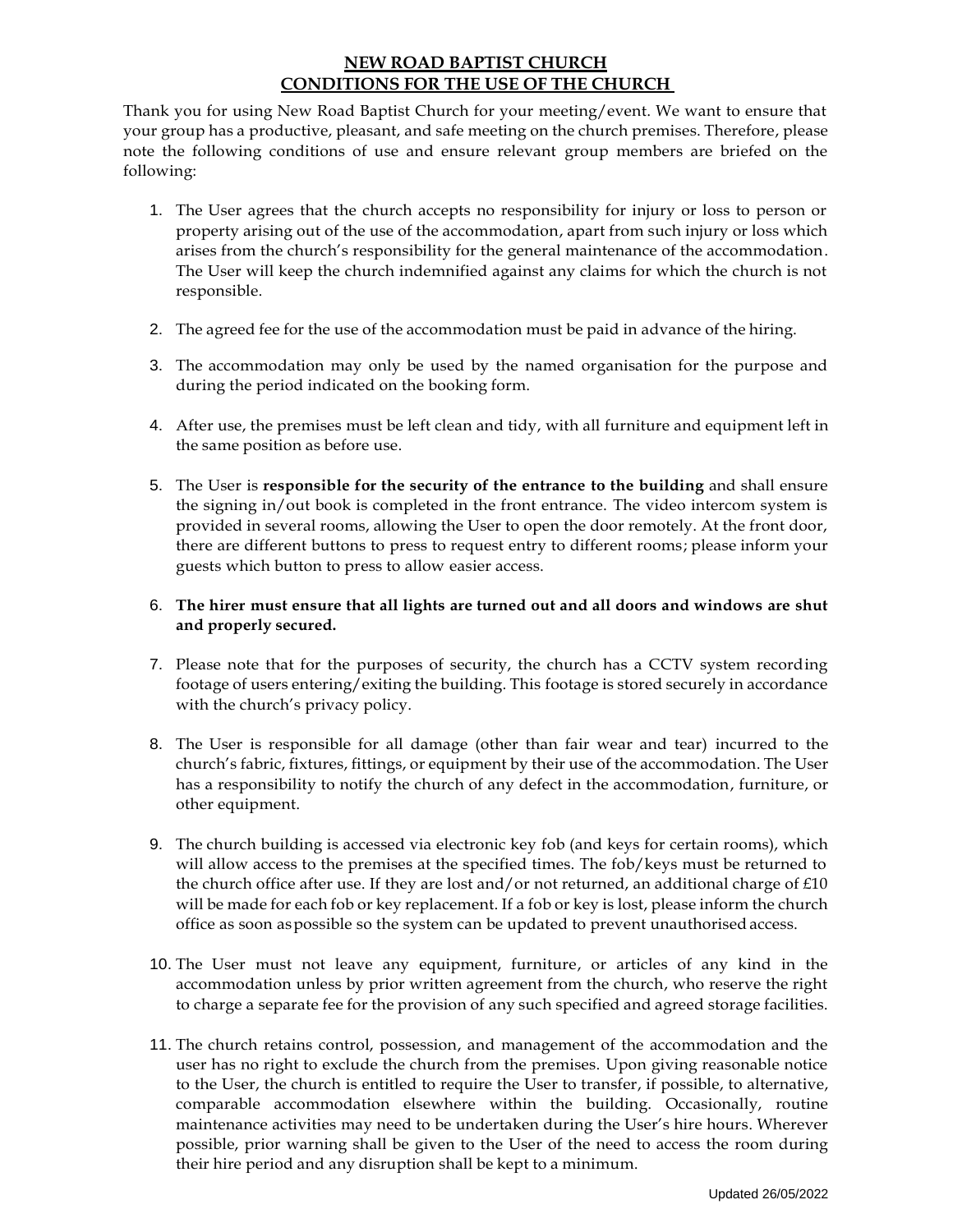# NEW ROAD BAPTIST CHURCH
# CONDITIONS FOR THE USE OF THE CHURCH

Thank you for using New Road Baptist Church for your meeting/event. We want to ensure that your group has a productive, pleasant, and safe meeting on the church premises. Therefore, please note the following conditions of use and ensure relevant group members are briefed on the following:

1. The User agrees that the church accepts no responsibility for injury or loss to person or property arising out of the use of the accommodation, apart from such injury or loss which arises from the church's responsibility for the general maintenance of the accommodation. The User will keep the church indemnified against any claims for which the church is not responsible.

2. The agreed fee for the use of the accommodation must be paid in advance of the hiring.

3. The accommodation may only be used by the named organisation for the purpose and during the period indicated on the booking form.

4. After use, the premises must be left clean and tidy, with all furniture and equipment left in the same position as before use.

5. The User is **responsible for the security of the entrance to the building** and shall ensure the signing in/out book is completed in the front entrance. The video intercom system is provided in several rooms, allowing the User to open the door remotely. At the front door, there are different buttons to press to request entry to different rooms; please inform your guests which button to press to allow easier access.

6. **The hirer must ensure that all lights are turned out and all doors and windows are shut and properly secured.**

7. Please note that for the purposes of security, the church has a CCTV system recording footage of users entering/exiting the building. This footage is stored securely in accordance with the church's privacy policy.

8. The User is responsible for all damage (other than fair wear and tear) incurred to the church's fabric, fixtures, fittings, or equipment by their use of the accommodation. The User has a responsibility to notify the church of any defect in the accommodation, furniture, or other equipment.

9. The church building is accessed via electronic key fob (and keys for certain rooms), which will allow access to the premises at the specified times. The fob/keys must be returned to the church office after use. If they are lost and/or not returned, an additional charge of £10 will be made for each fob or key replacement. If a fob or key is lost, please inform the church office as soon as possible so the system can be updated to prevent unauthorised access.

10. The User must not leave any equipment, furniture, or articles of any kind in the accommodation unless by prior written agreement from the church, who reserve the right to charge a separate fee for the provision of any such specified and agreed storage facilities.

11. The church retains control, possession, and management of the accommodation and the user has no right to exclude the church from the premises. Upon giving reasonable notice to the User, the church is entitled to require the User to transfer, if possible, to alternative, comparable accommodation elsewhere within the building. Occasionally, routine maintenance activities may need to be undertaken during the User's hire hours. Wherever possible, prior warning shall be given to the User of the need to access the room during their hire period and any disruption shall be kept to a minimum.

Updated 26/05/2022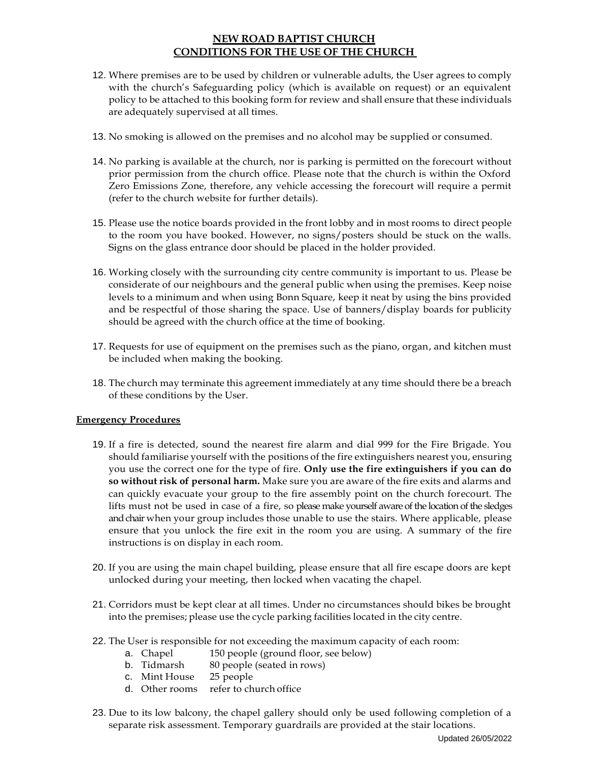# NEW ROAD BAPTIST CHURCH
# CONDITIONS FOR THE USE OF THE CHURCH

12. Where premises are to be used by children or vulnerable adults, the User agrees to comply with the church's Safeguarding policy (which is available on request) or an equivalent policy to be attached to this booking form for review and shall ensure that these individuals are adequately supervised at all times.

13. No smoking is allowed on the premises and no alcohol may be supplied or consumed.

14. No parking is available at the church, nor is parking is permitted on the forecourt without prior permission from the church office. Please note that the church is within the Oxford Zero Emissions Zone, therefore, any vehicle accessing the forecourt will require a permit (refer to the church website for further details).

15. Please use the notice boards provided in the front lobby and in most rooms to direct people to the room you have booked. However, no signs/posters should be stuck on the walls. Signs on the glass entrance door should be placed in the holder provided.

16. Working closely with the surrounding city centre community is important to us. Please be considerate of our neighbours and the general public when using the premises. Keep noise levels to a minimum and when using Bonn Square, keep it neat by using the bins provided and be respectful of those sharing the space. Use of banners/display boards for publicity should be agreed with the church office at the time of booking.

17. Requests for use of equipment on the premises such as the piano, organ, and kitchen must be included when making the booking.

18. The church may terminate this agreement immediately at any time should there be a breach of these conditions by the User.

## Emergency Procedures

19. If a fire is detected, sound the nearest fire alarm and dial 999 for the Fire Brigade. You should familiarise yourself with the positions of the fire extinguishers nearest you, ensuring you use the correct one for the type of fire. **Only use the fire extinguishers if you can do so without risk of personal harm.** Make sure you are aware of the fire exits and alarms and can quickly evacuate your group to the fire assembly point on the church forecourt. The lifts must not be used in case of a fire, so please make yourself aware of the location of the sledges and chair when your group includes those unable to use the stairs. Where applicable, please ensure that you unlock the fire exit in the room you are using. A summary of the fire instructions is on display in each room.

20. If you are using the main chapel building, please ensure that all fire escape doors are kept unlocked during your meeting, then locked when vacating the chapel.

21. Corridors must be kept clear at all times. Under no circumstances should bikes be brought into the premises; please use the cycle parking facilities located in the city centre.

22. The User is responsible for not exceeding the maximum capacity of each room:
    a. Chapel 150 people (ground floor, see below)
    b. Tidmarsh 80 people (seated in rows)
    c. Mint House 25 people
    d. Other rooms refer to church office

23. Due to its low balcony, the chapel gallery should only be used following completion of a separate risk assessment. Temporary guardrails are provided at the stair locations.

Updated 26/05/2022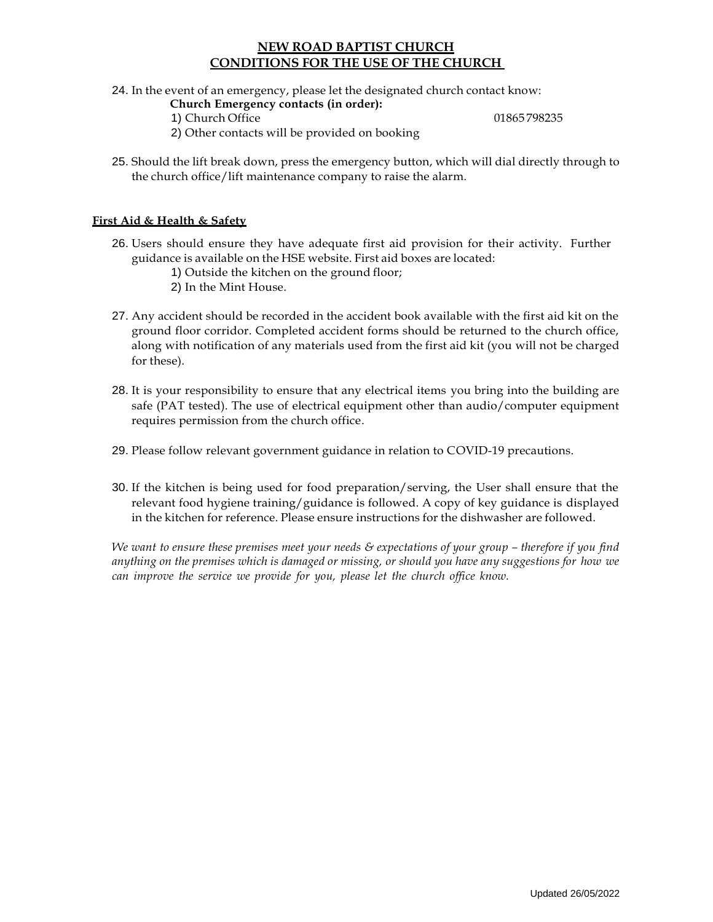# NEW ROAD BAPTIST CHURCH
## CONDITIONS FOR THE USE OF THE CHURCH

24. In the event of an emergency, please let the designated church contact know:

    **Church Emergency contacts (in order):**

    1) Church Office 01865 798235

    2) Other contacts will be provided on booking

25. Should the lift break down, press the emergency button, which will dial directly through to the church office/lift maintenance company to raise the alarm.

### First Aid & Health & Safety

26. Users should ensure they have adequate first aid provision for their activity. Further guidance is available on the HSE website. First aid boxes are located:

    1) Outside the kitchen on the ground floor;

    2) In the Mint House.

27. Any accident should be recorded in the accident book available with the first aid kit on the ground floor corridor. Completed accident forms should be returned to the church office, along with notification of any materials used from the first aid kit (you will not be charged for these).

28. It is your responsibility to ensure that any electrical items you bring into the building are safe (PAT tested). The use of electrical equipment other than audio/computer equipment requires permission from the church office.

29. Please follow relevant government guidance in relation to COVID-19 precautions.

30. If the kitchen is being used for food preparation/serving, the User shall ensure that the relevant food hygiene training/guidance is followed. A copy of key guidance is displayed in the kitchen for reference. Please ensure instructions for the dishwasher are followed.

*We want to ensure these premises meet your needs & expectations of your group – therefore if you find anything on the premises which is damaged or missing, or should you have any suggestions for how we can improve the service we provide for you, please let the church office know.*

Updated 26/05/2022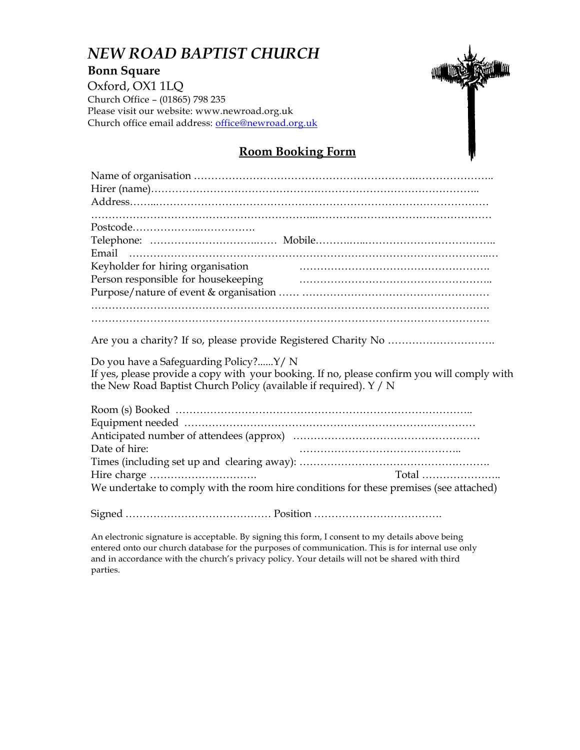# *NEW ROAD BAPTIST CHURCH*

**Bonn Square**

Oxford, OX1 1LQ

Church Office – (01865) 798 235

Please visit our website: www.newroad.org.uk

Church office email address: office@newroad.org.uk

## Room Booking Form

Name of organisation ……………………………………………………..…………………..

Hirer (name)………………………………………………………………………………..

Address……..………………………………………………………………………………

………………………………………………………..……………………………………………

Postcode………………..…………….

Telephone: ……………………….…… Mobile………..…..………………………………..

Email ……………………………………………………………………………………..…

Keyholder for hiring organisation ……………………………………………….

Person responsible for housekeeping ………………………………………………..

Purpose/nature of event & organisation …… ………………………………………………

……………………………………………………………………………………………….

……………………………………………………………………………………………….

Are you a charity? If so, please provide Registered Charity No ………………………….

Do you have a Safeguarding Policy?......Y/ N

If yes, please provide a copy with your booking. If no, please confirm you will comply with the New Road Baptist Church Policy (available if required). Y / N

Room (s) Booked ………………………………………………………….……………..

Equipment needed …………………………………………………………………………

Anticipated number of attendees (approx) ………………………………………………

Date of hire: ………………………………………..

Times (including set up and clearing away): ……………………………………………….

Hire charge …………………………. Total …………………..

We undertake to comply with the room hire conditions for these premises (see attached)

Signed …………………………………… Position ……………………………….

An electronic signature is acceptable. By signing this form, I consent to my details above being entered onto our church database for the purposes of communication. This is for internal use only and in accordance with the church's privacy policy. Your details will not be shared with third parties.